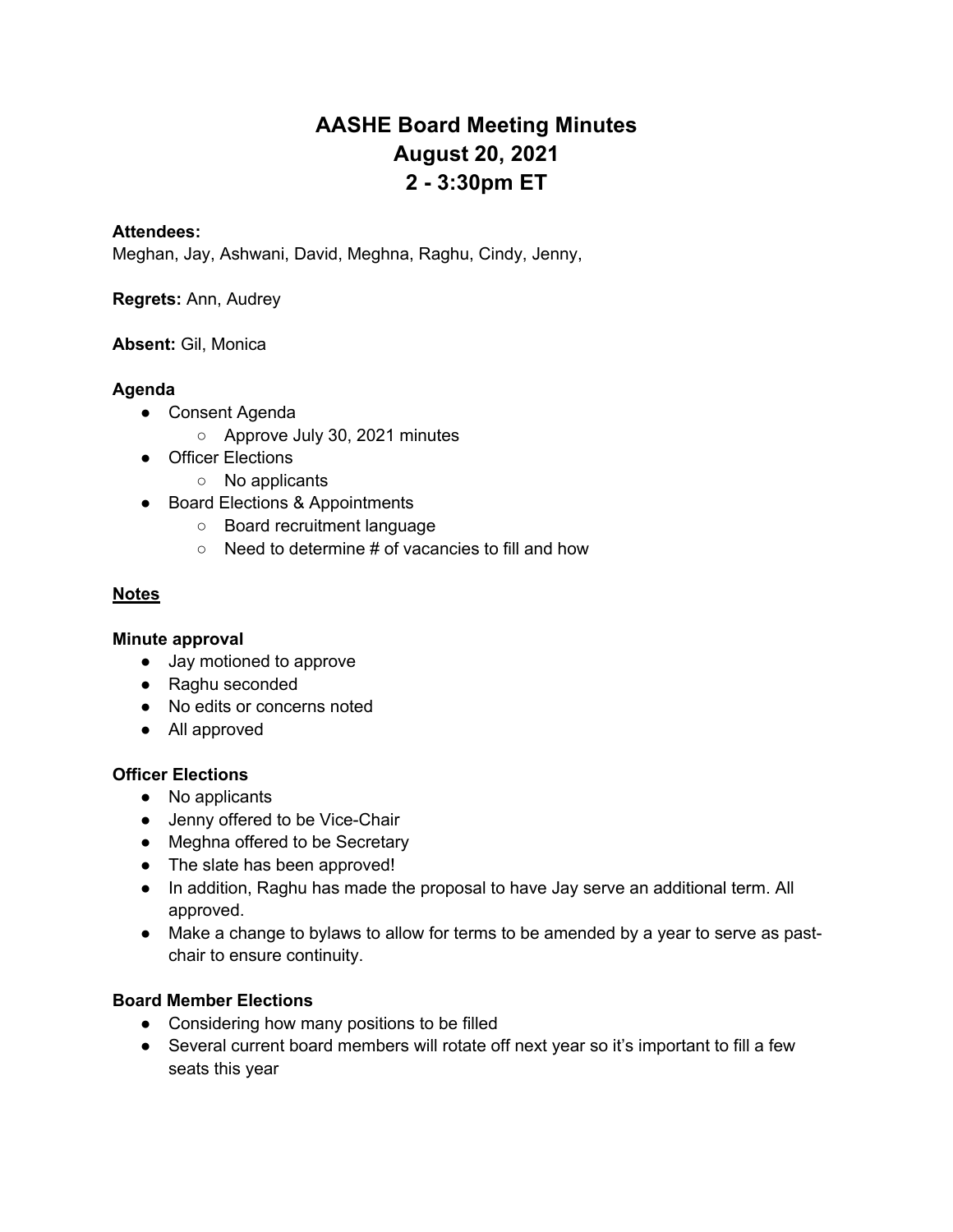# AASHE Board Meeting Minutes
# August 20, 2021
# 2 - 3:30pm ET

**Attendees:**
Meghan, Jay, Ashwani, David, Meghna, Raghu, Cindy, Jenny,

**Regrets:** Ann, Audrey

**Absent:** Gil, Monica

**Agenda**

- Consent Agenda
    - Approve July 30, 2021 minutes
- Officer Elections
    - No applicants
- Board Elections & Appointments
    - Board recruitment language
    - Need to determine # of vacancies to fill and how

**Notes**

**Minute approval**

- Jay motioned to approve
- Raghu seconded
- No edits or concerns noted
- All approved

**Officer Elections**

- No applicants
- Jenny offered to be Vice-Chair
- Meghna offered to be Secretary
- The slate has been approved!
- In addition, Raghu has made the proposal to have Jay serve an additional term. All approved.
- Make a change to bylaws to allow for terms to be amended by a year to serve as past-chair to ensure continuity.

**Board Member Elections**

- Considering how many positions to be filled
- Several current board members will rotate off next year so it's important to fill a few seats this year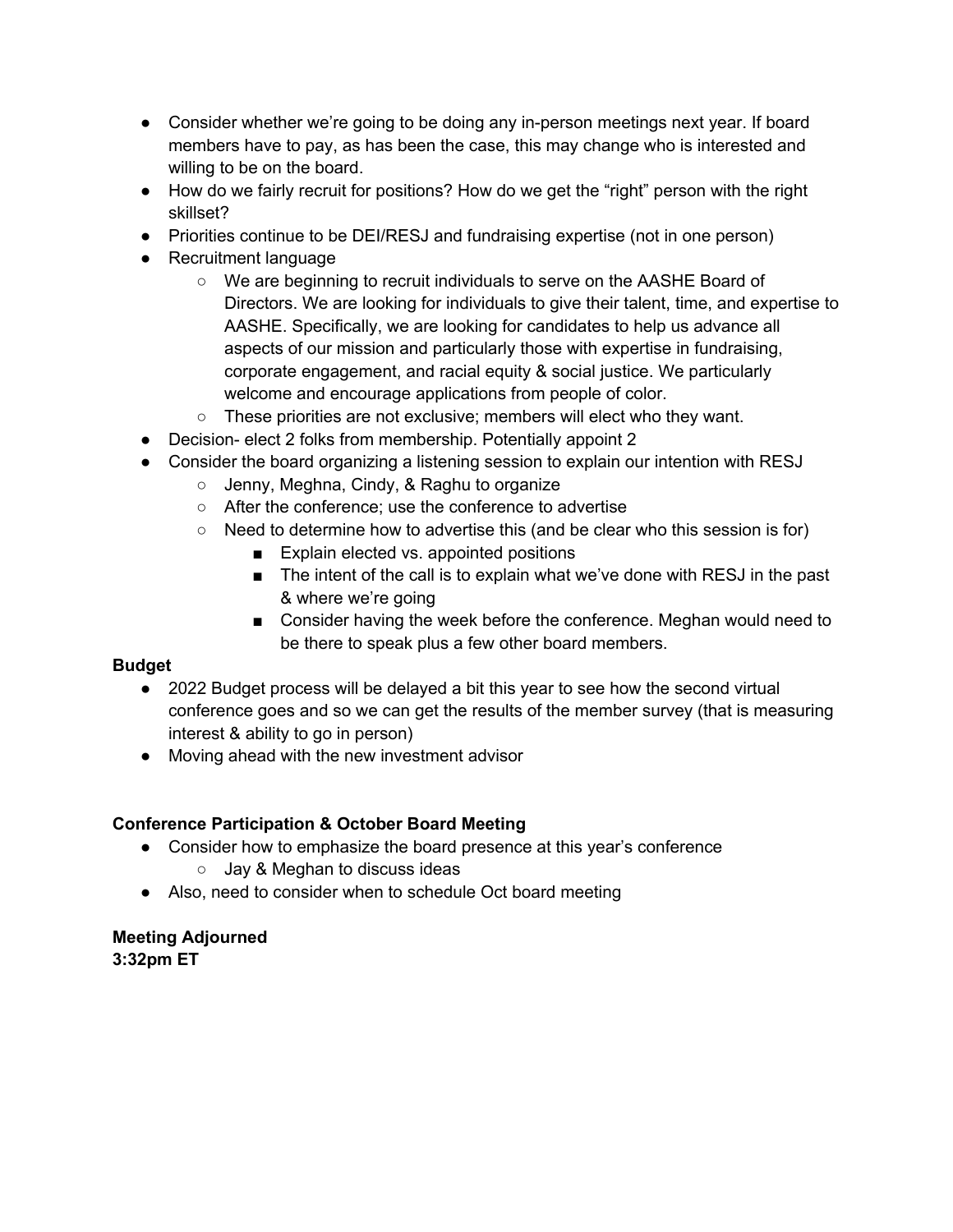- Consider whether we're going to be doing any in-person meetings next year. If board members have to pay, as has been the case, this may change who is interested and willing to be on the board.
- How do we fairly recruit for positions? How do we get the "right" person with the right skillset?
- Priorities continue to be DEI/RESJ and fundraising expertise (not in one person)
- Recruitment language
  - We are beginning to recruit individuals to serve on the AASHE Board of Directors. We are looking for individuals to give their talent, time, and expertise to AASHE. Specifically, we are looking for candidates to help us advance all aspects of our mission and particularly those with expertise in fundraising, corporate engagement, and racial equity & social justice. We particularly welcome and encourage applications from people of color.
  - These priorities are not exclusive; members will elect who they want.
- Decision- elect 2 folks from membership. Potentially appoint 2
- Consider the board organizing a listening session to explain our intention with RESJ
  - Jenny, Meghna, Cindy, & Raghu to organize
  - After the conference; use the conference to advertise
  - Need to determine how to advertise this (and be clear who this session is for)
    - Explain elected vs. appointed positions
    - The intent of the call is to explain what we've done with RESJ in the past & where we're going
    - Consider having the week before the conference. Meghan would need to be there to speak plus a few other board members.

**Budget**

- 2022 Budget process will be delayed a bit this year to see how the second virtual conference goes and so we can get the results of the member survey (that is measuring interest & ability to go in person)
- Moving ahead with the new investment advisor

**Conference Participation & October Board Meeting**

- Consider how to emphasize the board presence at this year's conference
  - Jay & Meghan to discuss ideas
- Also, need to consider when to schedule Oct board meeting

**Meeting Adjourned**
**3:32pm ET**